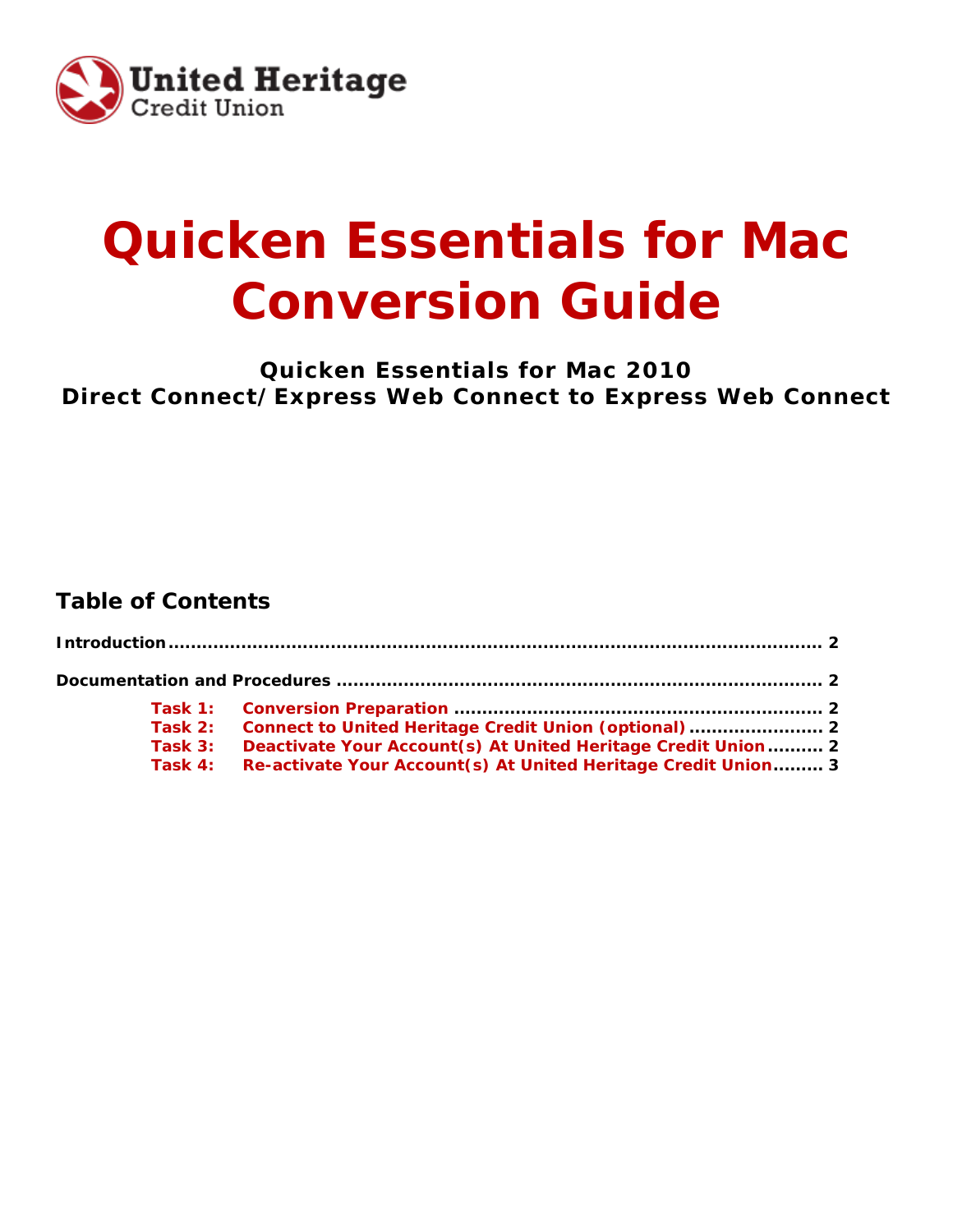United Heritage Credit Union

# Quicken Essentials for Mac Conversion Guide

### Quicken Essentials for Mac 2010
### Direct Connect/Express Web Connect to Express Web Connect

## Table of Contents

**Introduction** ........................................................................................................ 2

**Documentation and Procedures** ........................................................................ 2

- **Task 1:** Conversion Preparation ........................................................ 2
- **Task 2:** Connect to United Heritage Credit Union (optional) ........................ 2
- **Task 3:** Deactivate Your Account(s) At United Heritage Credit Union .......... 2
- **Task 4:** Re-activate Your Account(s) At United Heritage Credit Union .......... 3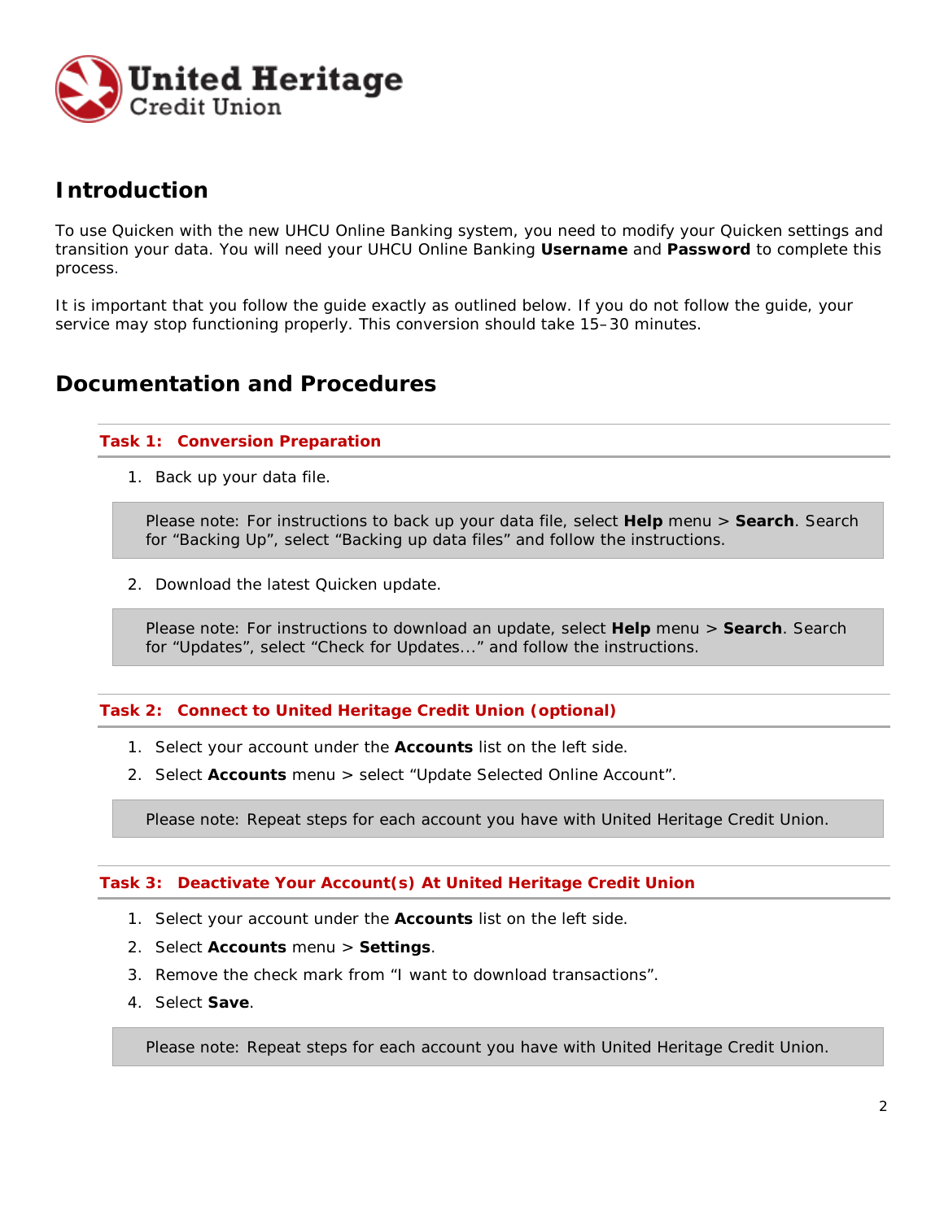United Heritage Credit Union

## Introduction

To use Quicken with the new UHCU Online Banking system, you need to modify your Quicken settings and transition your data. You will need your UHCU Online Banking **Username** and **Password** to complete this process.

It is important that you follow the guide exactly as outlined below. If you do not follow the guide, your service may stop functioning properly. This conversion should take 15–30 minutes.

## Documentation and Procedures

### Task 1: Conversion Preparation

1. Back up your data file.

> Please note: For instructions to back up your data file, select **Help** menu > **Search**. Search for “Backing Up”, select “Backing up data files” and follow the instructions.

2. Download the latest Quicken update.

> Please note: For instructions to download an update, select **Help** menu > **Search**. Search for “Updates”, select “Check for Updates...” and follow the instructions.

### Task 2: Connect to United Heritage Credit Union (optional)

1. Select your account under the **Accounts** list on the left side.
2. Select **Accounts** menu > select “Update Selected Online Account”.

> Please note: Repeat steps for each account you have with United Heritage Credit Union.

### Task 3: Deactivate Your Account(s) At United Heritage Credit Union

1. Select your account under the **Accounts** list on the left side.
2. Select **Accounts** menu > **Settings**.
3. Remove the check mark from “I want to download transactions”.
4. Select **Save**.

> Please note: Repeat steps for each account you have with United Heritage Credit Union.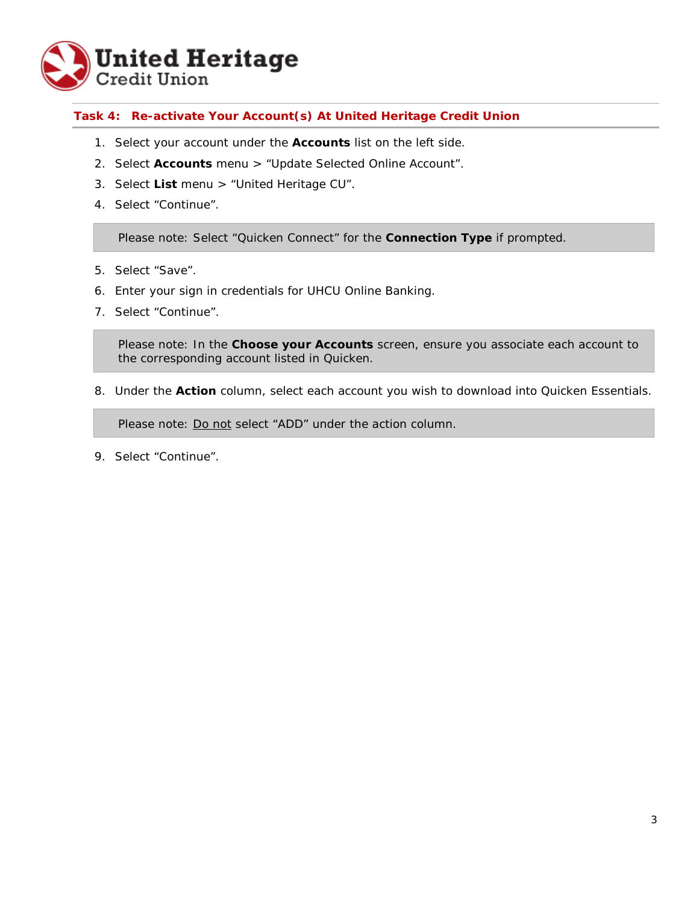United Heritage Credit Union

## Task 4: Re-activate Your Account(s) At United Heritage Credit Union

1. Select your account under the **Accounts** list on the left side.
2. Select **Accounts** menu > “Update Selected Online Account”.
3. Select **List** menu > “United Heritage CU”.
4. Select “Continue”.

> Please note: Select “Quicken Connect” for the **Connection Type** if prompted.

5. Select “Save”.
6. Enter your sign in credentials for UHCU Online Banking.
7. Select “Continue”.

> Please note: In the **Choose your Accounts** screen, ensure you associate each account to the corresponding account listed in Quicken.

8. Under the **Action** column, select each account you wish to download into Quicken Essentials.

> Please note: <u>Do not</u> select “ADD” under the action column.

9. Select “Continue”.